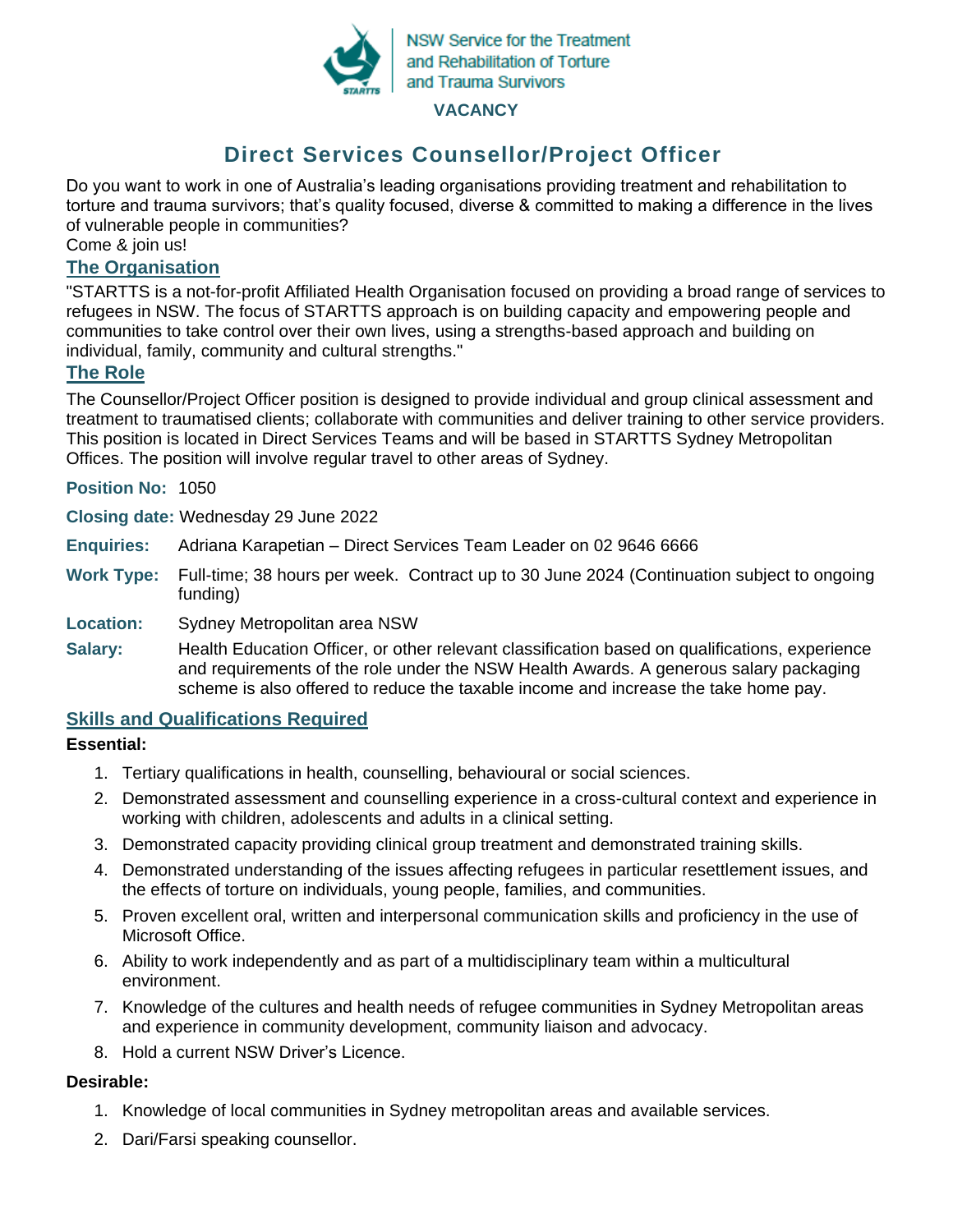NSW Service for the Treatment and Rehabilitation of Torture and Trauma Survivors

**VACANCY**

# Direct Services Counsellor/Project Officer

Do you want to work in one of Australia's leading organisations providing treatment and rehabilitation to torture and trauma survivors; that's quality focused, diverse & committed to making a difference in the lives of vulnerable people in communities?
Come & join us!

## The Organisation

"STARTTS is a not-for-profit Affiliated Health Organisation focused on providing a broad range of services to refugees in NSW. The focus of STARTTS approach is on building capacity and empowering people and communities to take control over their own lives, using a strengths-based approach and building on individual, family, community and cultural strengths."

## The Role

The Counsellor/Project Officer position is designed to provide individual and group clinical assessment and treatment to traumatised clients; collaborate with communities and deliver training to other service providers. This position is located in Direct Services Teams and will be based in STARTTS Sydney Metropolitan Offices. The position will involve regular travel to other areas of Sydney.

**Position No:** 1050

**Closing date:** Wednesday 29 June 2022

**Enquiries:** Adriana Karapetian – Direct Services Team Leader on 02 9646 6666

**Work Type:** Full-time; 38 hours per week. Contract up to 30 June 2024 (Continuation subject to ongoing funding)

**Location:** Sydney Metropolitan area NSW

**Salary:** Health Education Officer, or other relevant classification based on qualifications, experience and requirements of the role under the NSW Health Awards. A generous salary packaging scheme is also offered to reduce the taxable income and increase the take home pay.

## Skills and Qualifications Required

**Essential:**

1. Tertiary qualifications in health, counselling, behavioural or social sciences.
2. Demonstrated assessment and counselling experience in a cross-cultural context and experience in working with children, adolescents and adults in a clinical setting.
3. Demonstrated capacity providing clinical group treatment and demonstrated training skills.
4. Demonstrated understanding of the issues affecting refugees in particular resettlement issues, and the effects of torture on individuals, young people, families, and communities.
5. Proven excellent oral, written and interpersonal communication skills and proficiency in the use of Microsoft Office.
6. Ability to work independently and as part of a multidisciplinary team within a multicultural environment.
7. Knowledge of the cultures and health needs of refugee communities in Sydney Metropolitan areas and experience in community development, community liaison and advocacy.
8. Hold a current NSW Driver's Licence.

**Desirable:**

1. Knowledge of local communities in Sydney metropolitan areas and available services.
2. Dari/Farsi speaking counsellor.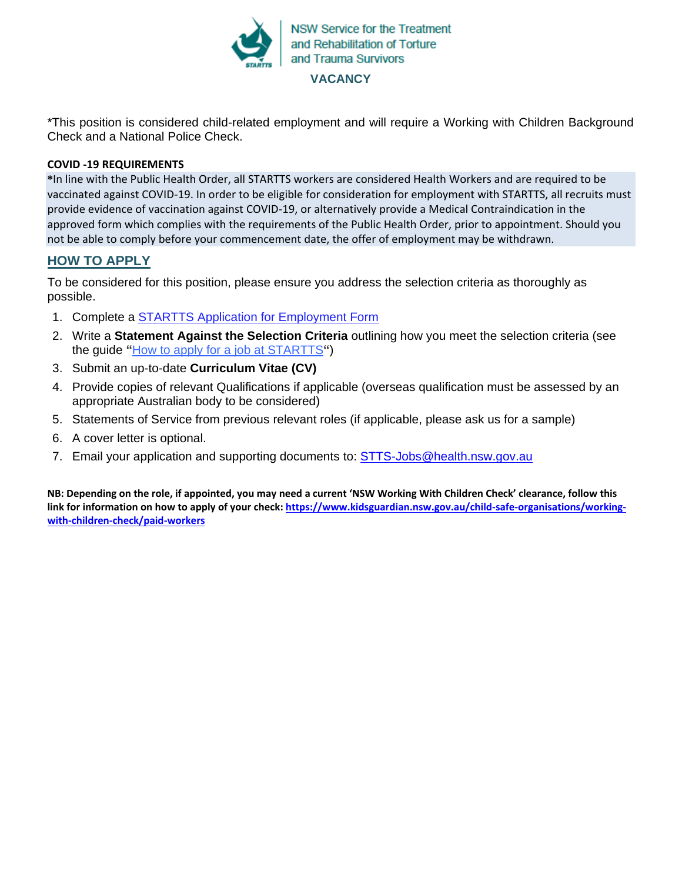NSW Service for the Treatment and Rehabilitation of Torture and Trauma Survivors

**VACANCY**

*This position is considered child-related employment and will require a Working with Children Background Check and a National Police Check.

**COVID -19 REQUIREMENTS**

***In line with the Public Health Order, all STARTTS workers are considered Health Workers and are required to be vaccinated against COVID-19. In order to be eligible for consideration for employment with STARTTS, all recruits must provide evidence of vaccination against COVID-19, or alternatively provide a Medical Contraindication in the approved form which complies with the requirements of the Public Health Order, prior to appointment. Should you not be able to comply before your commencement date, the offer of employment may be withdrawn.

## HOW TO APPLY

To be considered for this position, please ensure you address the selection criteria as thoroughly as possible.

1. Complete a STARTTS Application for Employment Form
2. Write a **Statement Against the Selection Criteria** outlining how you meet the selection criteria (see the guide "How to apply for a job at STARTTS")
3. Submit an up-to-date **Curriculum Vitae (CV)**
4. Provide copies of relevant Qualifications if applicable (overseas qualification must be assessed by an appropriate Australian body to be considered)
5. Statements of Service from previous relevant roles (if applicable, please ask us for a sample)
6. A cover letter is optional.
7. Email your application and supporting documents to: STTS-Jobs@health.nsw.gov.au

**NB: Depending on the role, if appointed, you may need a current 'NSW Working With Children Check' clearance, follow this link for information on how to apply of your check: https://www.kidsguardian.nsw.gov.au/child-safe-organisations/working-with-children-check/paid-workers**